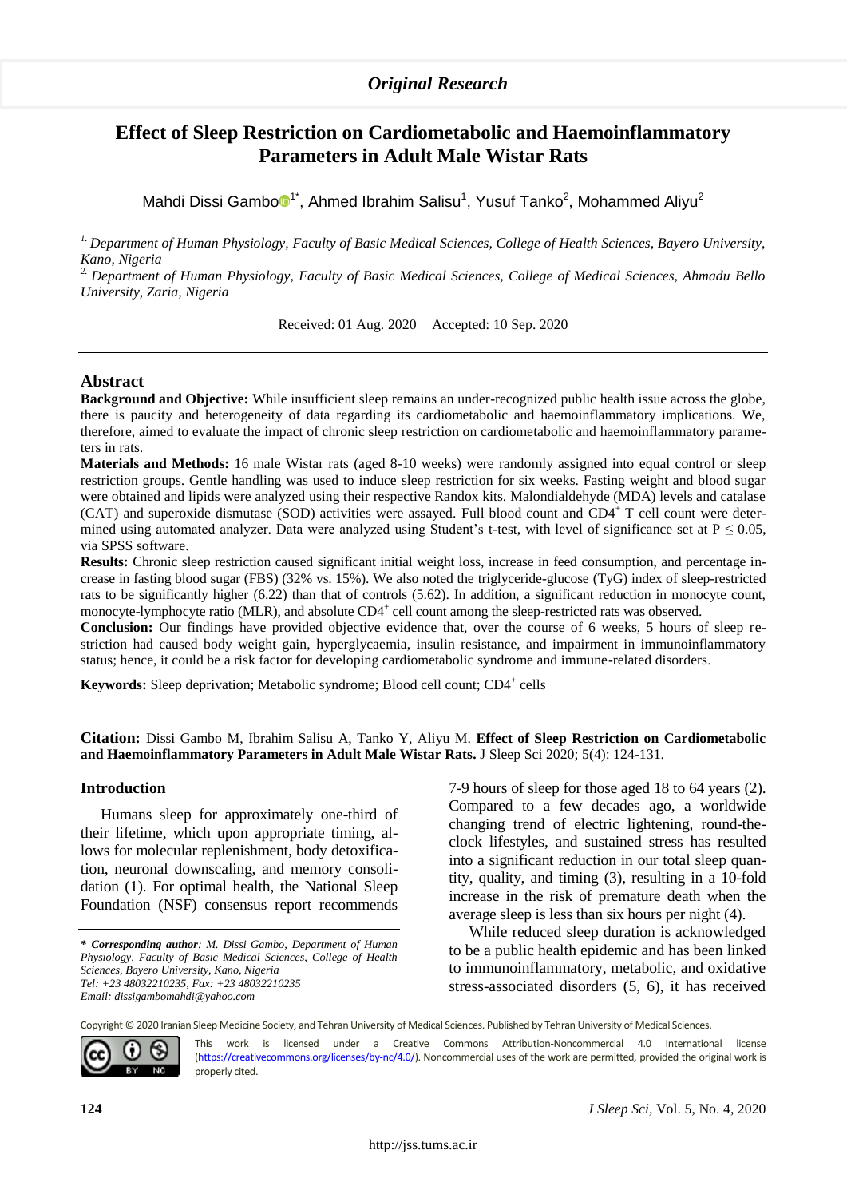*Original Research*

# Effect of Sleep Restriction on Cardiometabolic and Haemoinflammatory Parameters in Adult Male Wistar Rats

Mahdi Dissi Gambo[1*], Ahmed Ibrahim Salisu[1], Yusuf Tanko[2], Mohammed Aliyu[2]

[1] *Department of Human Physiology, Faculty of Basic Medical Sciences, College of Health Sciences, Bayero University, Kano, Nigeria*

[2] *Department of Human Physiology, Faculty of Basic Medical Sciences, College of Medical Sciences, Ahmadu Bello University, Zaria, Nigeria*

Received: 01 Aug. 2020 Accepted: 10 Sep. 2020

## Abstract

**Background and Objective:** While insufficient sleep remains an under-recognized public health issue across the globe, there is paucity and heterogeneity of data regarding its cardiometabolic and haemoinflammatory implications. We, therefore, aimed to evaluate the impact of chronic sleep restriction on cardiometabolic and haemoinflammatory parameters in rats.

**Materials and Methods:** 16 male Wistar rats (aged 8-10 weeks) were randomly assigned into equal control or sleep restriction groups. Gentle handling was used to induce sleep restriction for six weeks. Fasting weight and blood sugar were obtained and lipids were analyzed using their respective Randox kits. Malondialdehyde (MDA) levels and catalase (CAT) and superoxide dismutase (SOD) activities were assayed. Full blood count and CD4$^+$ T cell count were determined using automated analyzer. Data were analyzed using Student's t-test, with level of significance set at $P \leq 0.05$, via SPSS software.

**Results:** Chronic sleep restriction caused significant initial weight loss, increase in feed consumption, and percentage increase in fasting blood sugar (FBS) (32% vs. 15%). We also noted the triglyceride-glucose (TyG) index of sleep-restricted rats to be significantly higher (6.22) than that of controls (5.62). In addition, a significant reduction in monocyte count, monocyte-lymphocyte ratio (MLR), and absolute CD4$^+$ cell count among the sleep-restricted rats was observed.

**Conclusion:** Our findings have provided objective evidence that, over the course of 6 weeks, 5 hours of sleep restriction had caused body weight gain, hyperglycaemia, insulin resistance, and impairment in immunoinflammatory status; hence, it could be a risk factor for developing cardiometabolic syndrome and immune-related disorders.

**Keywords:** Sleep deprivation; Metabolic syndrome; Blood cell count; CD4$^+$ cells

---

**Citation:** Dissi Gambo M, Ibrahim Salisu A, Tanko Y, Aliyu M. **Effect of Sleep Restriction on Cardiometabolic and Haemoinflammatory Parameters in Adult Male Wistar Rats.** J Sleep Sci 2020; 5(4): 124-131.

## Introduction

Humans sleep for approximately one-third of their lifetime, which upon appropriate timing, allows for molecular replenishment, body detoxification, neuronal downscaling, and memory consolidation (1). For optimal health, the National Sleep Foundation (NSF) consensus report recommends 7-9 hours of sleep for those aged 18 to 64 years (2). Compared to a few decades ago, a worldwide changing trend of electric lightening, round-the-clock lifestyles, and sustained stress has resulted into a significant reduction in our total sleep quantity, quality, and timing (3), resulting in a 10-fold increase in the risk of premature death when the average sleep is less than six hours per night (4).

While reduced sleep duration is acknowledged to be a public health epidemic and has been linked to immunoinflammatory, metabolic, and oxidative stress-associated disorders (5, 6), it has received

---

*\* Corresponding author: M. Dissi Gambo, Department of Human Physiology, Faculty of Basic Medical Sciences, College of Health Sciences, Bayero University, Kano, Nigeria*
*Tel: +23 48032210235, Fax: +23 48032210235*
*Email: dissigambomahdi@yahoo.com*

Copyright © 2020 Iranian Sleep Medicine Society, and Tehran University of Medical Sciences. Published by Tehran University of Medical Sciences.

This work is licensed under a Creative Commons Attribution-Noncommercial 4.0 International license (https://creativecommons.org/licenses/by-nc/4.0/). Noncommercial uses of the work are permitted, provided the original work is properly cited.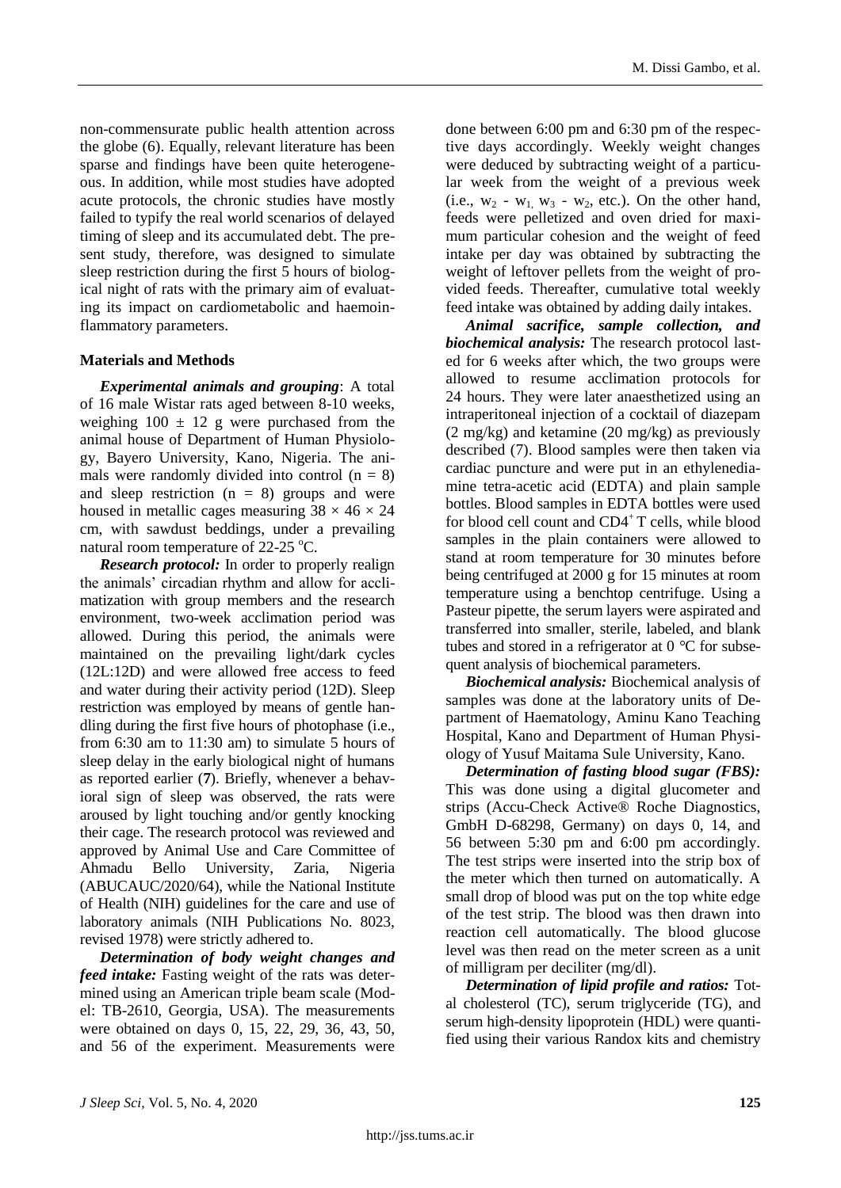non-commensurate public health attention across the globe (6). Equally, relevant literature has been sparse and findings have been quite heterogeneous. In addition, while most studies have adopted acute protocols, the chronic studies have mostly failed to typify the real world scenarios of delayed timing of sleep and its accumulated debt. The present study, therefore, was designed to simulate sleep restriction during the first 5 hours of biological night of rats with the primary aim of evaluating its impact on cardiometabolic and haemoinflammatory parameters.

## Materials and Methods

***Experimental animals and grouping***: A total of 16 male Wistar rats aged between 8-10 weeks, weighing $100 \pm 12$ g were purchased from the animal house of Department of Human Physiology, Bayero University, Kano, Nigeria. The animals were randomly divided into control ($n = 8$) and sleep restriction ($n = 8$) groups and were housed in metallic cages measuring $38 \times 46 \times 24$ cm, with sawdust beddings, under a prevailing natural room temperature of 22-25 $^{o}$C.

***Research protocol:*** In order to properly realign the animals' circadian rhythm and allow for acclimatization with group members and the research environment, two-week acclimation period was allowed. During this period, the animals were maintained on the prevailing light/dark cycles (12L:12D) and were allowed free access to feed and water during their activity period (12D). Sleep restriction was employed by means of gentle handling during the first five hours of photophase (i.e., from 6:30 am to 11:30 am) to simulate 5 hours of sleep delay in the early biological night of humans as reported earlier (**7**). Briefly, whenever a behavioral sign of sleep was observed, the rats were aroused by light touching and/or gently knocking their cage. The research protocol was reviewed and approved by Animal Use and Care Committee of Ahmadu Bello University, Zaria, Nigeria (ABUCAUC/2020/64), while the National Institute of Health (NIH) guidelines for the care and use of laboratory animals (NIH Publications No. 8023, revised 1978) were strictly adhered to.

***Determination of body weight changes and feed intake:*** Fasting weight of the rats was determined using an American triple beam scale (Model: TB-2610, Georgia, USA). The measurements were obtained on days 0, 15, 22, 29, 36, 43, 50, and 56 of the experiment. Measurements were done between 6:00 pm and 6:30 pm of the respective days accordingly. Weekly weight changes were deduced by subtracting weight of a particular week from the weight of a previous week (i.e., $w_2$ - $w_1$, $w_3$ - $w_2$, etc.). On the other hand, feeds were pelletized and oven dried for maximum particular cohesion and the weight of feed intake per day was obtained by subtracting the weight of leftover pellets from the weight of provided feeds. Thereafter, cumulative total weekly feed intake was obtained by adding daily intakes.

***Animal sacrifice, sample collection, and biochemical analysis:*** The research protocol lasted for 6 weeks after which, the two groups were allowed to resume acclimation protocols for 24 hours. They were later anaesthetized using an intraperitoneal injection of a cocktail of diazepam (2 mg/kg) and ketamine (20 mg/kg) as previously described (7). Blood samples were then taken via cardiac puncture and were put in an ethylenediamine tetra-acetic acid (EDTA) and plain sample bottles. Blood samples in EDTA bottles were used for blood cell count and $CD4^{+}$ T cells, while blood samples in the plain containers were allowed to stand at room temperature for 30 minutes before being centrifuged at 2000 g for 15 minutes at room temperature using a benchtop centrifuge. Using a Pasteur pipette, the serum layers were aspirated and transferred into smaller, sterile, labeled, and blank tubes and stored in a refrigerator at 0 °C for subsequent analysis of biochemical parameters.

***Biochemical analysis:*** Biochemical analysis of samples was done at the laboratory units of Department of Haematology, Aminu Kano Teaching Hospital, Kano and Department of Human Physiology of Yusuf Maitama Sule University, Kano.

***Determination of fasting blood sugar (FBS):*** This was done using a digital glucometer and strips (Accu-Check Active® Roche Diagnostics, GmbH D-68298, Germany) on days 0, 14, and 56 between 5:30 pm and 6:00 pm accordingly. The test strips were inserted into the strip box of the meter which then turned on automatically. A small drop of blood was put on the top white edge of the test strip. The blood was then drawn into reaction cell automatically. The blood glucose level was then read on the meter screen as a unit of milligram per deciliter (mg/dl).

***Determination of lipid profile and ratios:*** Total cholesterol (TC), serum triglyceride (TG), and serum high-density lipoprotein (HDL) were quantified using their various Randox kits and chemistry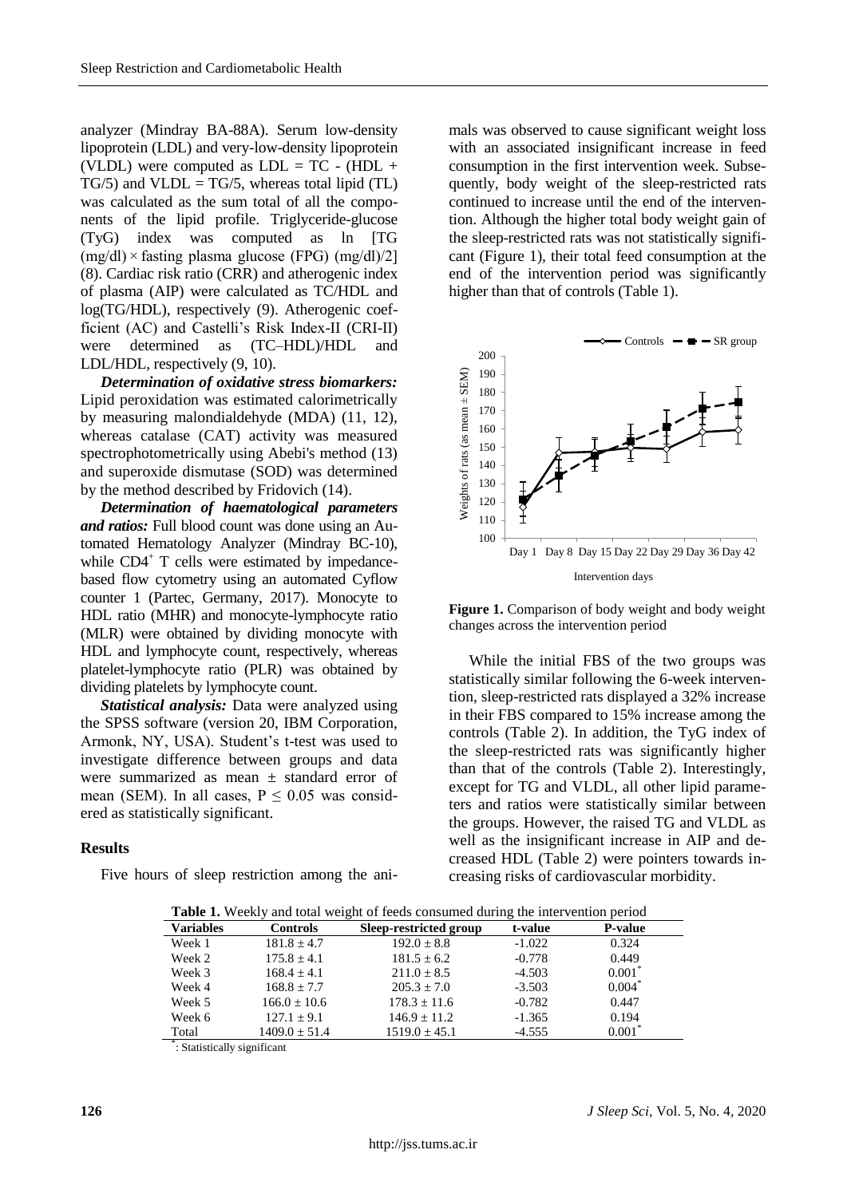analyzer (Mindray BA-88A). Serum low-density lipoprotein (LDL) and very-low-density lipoprotein (VLDL) were computed as LDL = TC - (HDL + TG/5) and VLDL = TG/5, whereas total lipid (TL) was calculated as the sum total of all the components of the lipid profile. Triglyceride-glucose (TyG) index was computed as ln [TG (mg/dl) × fasting plasma glucose (FPG) (mg/dl)/2] (8). Cardiac risk ratio (CRR) and atherogenic index of plasma (AIP) were calculated as TC/HDL and log(TG/HDL), respectively (9). Atherogenic coefficient (AC) and Castelli's Risk Index-II (CRI-II) were determined as (TC–HDL)/HDL and LDL/HDL, respectively (9, 10).

***Determination of oxidative stress biomarkers:*** Lipid peroxidation was estimated calorimetrically by measuring malondialdehyde (MDA) (11, 12), whereas catalase (CAT) activity was measured spectrophotometrically using Abebi's method (13) and superoxide dismutase (SOD) was determined by the method described by Fridovich (14).

***Determination of haematological parameters and ratios:*** Full blood count was done using an Automated Hematology Analyzer (Mindray BC-10), while $CD4^{+}$ T cells were estimated by impedance-based flow cytometry using an automated Cyflow counter 1 (Partec, Germany, 2017). Monocyte to HDL ratio (MHR) and monocyte-lymphocyte ratio (MLR) were obtained by dividing monocyte with HDL and lymphocyte count, respectively, whereas platelet-lymphocyte ratio (PLR) was obtained by dividing platelets by lymphocyte count.

***Statistical analysis:*** Data were analyzed using the SPSS software (version 20, IBM Corporation, Armonk, NY, USA). Student's t-test was used to investigate difference between groups and data were summarized as mean ± standard error of mean (SEM). In all cases, $P \leq 0.05$ was considered as statistically significant.

## Results

Five hours of sleep restriction among the animals was observed to cause significant weight loss with an associated insignificant increase in feed consumption in the first intervention week. Subsequently, body weight of the sleep-restricted rats continued to increase until the end of the intervention. Although the higher total body weight gain of the sleep-restricted rats was not statistically significant (Figure 1), their total feed consumption at the end of the intervention period was significantly higher than that of controls (Table 1).

**Figure 1.** Comparison of body weight and body weight changes across the intervention period

While the initial FBS of the two groups was statistically similar following the 6-week intervention, sleep-restricted rats displayed a 32% increase in their FBS compared to 15% increase among the controls (Table 2). In addition, the TyG index of the sleep-restricted rats was significantly higher than that of the controls (Table 2). Interestingly, except for TG and VLDL, all other lipid parameters and ratios were statistically similar between the groups. However, the raised TG and VLDL as well as the insignificant increase in AIP and decreased HDL (Table 2) were pointers towards increasing risks of cardiovascular morbidity.

**Table 1.** Weekly and total weight of feeds consumed during the intervention period

| Variables | Controls | Sleep-restricted group | t-value | P-value |
|---|---|---|---|---|
| Week 1 | 181.8 ± 4.7 | 192.0 ± 8.8 | -1.022 | 0.324 |
| Week 2 | 175.8 ± 4.1 | 181.5 ± 6.2 | -0.778 | 0.449 |
| Week 3 | 168.4 ± 4.1 | 211.0 ± 8.5 | -4.503 | 0.001* |
| Week 4 | 168.8 ± 7.7 | 205.3 ± 7.0 | -3.503 | 0.004* |
| Week 5 | 166.0 ± 10.6 | 178.3 ± 11.6 | -0.782 | 0.447 |
| Week 6 | 127.1 ± 9.1 | 146.9 ± 11.2 | -1.365 | 0.194 |
| Total | 1409.0 ± 51.4 | 1519.0 ± 45.1 | -4.555 | 0.001* |

*: Statistically significant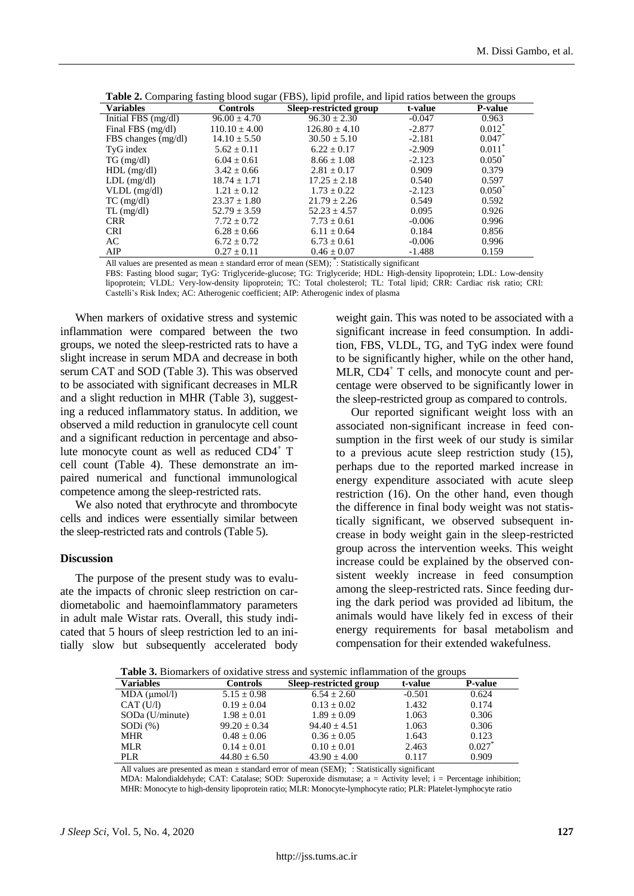**Table 2.** Comparing fasting blood sugar (FBS), lipid profile, and lipid ratios between the groups

| Variables | Controls | Sleep-restricted group | t-value | P-value |
|---|---|---|---|---|
| Initial FBS (mg/dl) | 96.00 ± 4.70 | 96.30 ± 2.30 | -0.047 | 0.963 |
| Final FBS (mg/dl) | 110.10 ± 4.00 | 126.80 ± 4.10 | -2.877 | 0.012* |
| FBS changes (mg/dl) | 14.10 ± 5.50 | 30.50 ± 5.10 | -2.181 | 0.047* |
| TyG index | 5.62 ± 0.11 | 6.22 ± 0.17 | -2.909 | 0.011* |
| TG (mg/dl) | 6.04 ± 0.61 | 8.66 ± 1.08 | -2.123 | 0.050* |
| HDL (mg/dl) | 3.42 ± 0.66 | 2.81 ± 0.17 | 0.909 | 0.379 |
| LDL (mg/dl) | 18.74 ± 1.71 | 17.25 ± 2.18 | 0.540 | 0.597 |
| VLDL (mg/dl) | 1.21 ± 0.12 | 1.73 ± 0.22 | -2.123 | 0.050* |
| TC (mg/dl) | 23.37 ± 1.80 | 21.79 ± 2.26 | 0.549 | 0.592 |
| TL (mg/dl) | 52.79 ± 3.59 | 52.23 ± 4.57 | 0.095 | 0.926 |
| CRR | 7.72 ± 0.72 | 7.73 ± 0.61 | -0.006 | 0.996 |
| CRI | 6.28 ± 0.66 | 6.11 ± 0.64 | 0.184 | 0.856 |
| AC | 6.72 ± 0.72 | 6.73 ± 0.61 | -0.006 | 0.996 |
| AIP | 0.27 ± 0.11 | 0.46 ± 0.07 | -1.488 | 0.159 |

All values are presented as mean ± standard error of mean (SEM); *: Statistically significant

FBS: Fasting blood sugar; TyG: Triglyceride-glucose; TG: Triglyceride; HDL: High-density lipoprotein; LDL: Low-density lipoprotein; VLDL: Very-low-density lipoprotein; TC: Total cholesterol; TL: Total lipid; CRR: Cardiac risk ratio; CRI: Castelli's Risk Index; AC: Atherogenic coefficient; AIP: Atherogenic index of plasma

When markers of oxidative stress and systemic inflammation were compared between the two groups, we noted the sleep-restricted rats to have a slight increase in serum MDA and decrease in both serum CAT and SOD (Table 3). This was observed to be associated with significant decreases in MLR and a slight reduction in MHR (Table 3), suggesting a reduced inflammatory status. In addition, we observed a mild reduction in granulocyte cell count and a significant reduction in percentage and absolute monocyte count as well as reduced $CD4^+$ T cell count (Table 4). These demonstrate an impaired numerical and functional immunological competence among the sleep-restricted rats.

We also noted that erythrocyte and thrombocyte cells and indices were essentially similar between the sleep-restricted rats and controls (Table 5).

## Discussion

The purpose of the present study was to evaluate the impacts of chronic sleep restriction on cardiometabolic and haemoinflammatory parameters in adult male Wistar rats. Overall, this study indicated that 5 hours of sleep restriction led to an initially slow but subsequently accelerated body weight gain. This was noted to be associated with a significant increase in feed consumption. In addition, FBS, VLDL, TG, and TyG index were found to be significantly higher, while on the other hand, MLR, $CD4^+$ T cells, and monocyte count and percentage were observed to be significantly lower in the sleep-restricted group as compared to controls.

Our reported significant weight loss with an associated non-significant increase in feed consumption in the first week of our study is similar to a previous acute sleep restriction study (15), perhaps due to the reported marked increase in energy expenditure associated with acute sleep restriction (16). On the other hand, even though the difference in final body weight was not statistically significant, we observed subsequent increase in body weight gain in the sleep-restricted group across the intervention weeks. This weight increase could be explained by the observed consistent weekly increase in feed consumption among the sleep-restricted rats. Since feeding during the dark period was provided ad libitum, the animals would have likely fed in excess of their energy requirements for basal metabolism and compensation for their extended wakefulness.

**Table 3.** Biomarkers of oxidative stress and systemic inflammation of the groups

| Variables | Controls | Sleep-restricted group | t-value | P-value |
|---|---|---|---|---|
| MDA (µmol/l) | 5.15 ± 0.98 | 6.54 ± 2.60 | -0.501 | 0.624 |
| CAT (U/l) | 0.19 ± 0.04 | 0.13 ± 0.02 | 1.432 | 0.174 |
| SODa (U/minute) | 1.98 ± 0.01 | 1.89 ± 0.09 | 1.063 | 0.306 |
| SODi (%) | 99.20 ± 0.34 | 94.40 ± 4.51 | 1.063 | 0.306 |
| MHR | 0.48 ± 0.06 | 0.36 ± 0.05 | 1.643 | 0.123 |
| MLR | 0.14 ± 0.01 | 0.10 ± 0.01 | 2.463 | 0.027* |
| PLR | 44.80 ± 6.50 | 43.90 ± 4.00 | 0.117 | 0.909 |

All values are presented as mean ± standard error of mean (SEM); *: Statistically significant

MDA: Malondialdehyde; CAT: Catalase; SOD: Superoxide dismutase; a = Activity level; i = Percentage inhibition; MHR: Monocyte to high-density lipoprotein ratio; MLR: Monocyte-lymphocyte ratio; PLR: Platelet-lymphocyte ratio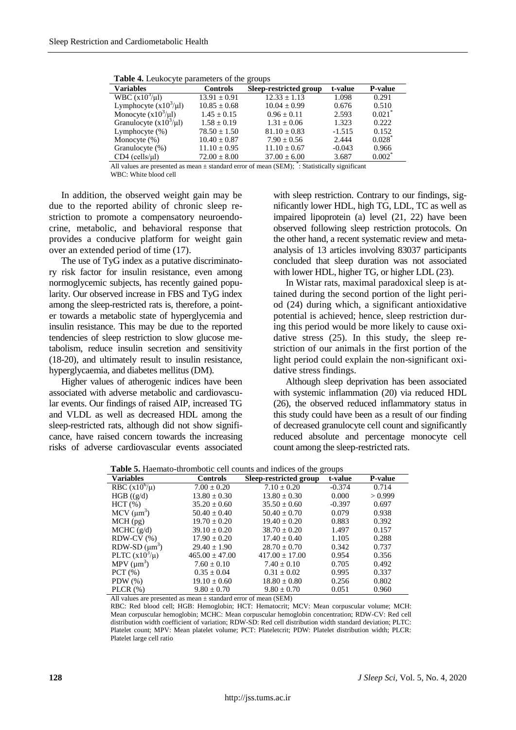**Table 4.** Leukocyte parameters of the groups

| Variables | Controls | Sleep-restricted group | t-value | P-value |
|---|---|---|---|---|
| WBC ($x10^3$/μl) | 13.91 ± 0.91 | 12.33 ± 1.13 | 1.098 | 0.291 |
| Lymphocyte ($x10^3$/μl) | 10.85 ± 0.68 | 10.04 ± 0.99 | 0.676 | 0.510 |
| Monocyte ($x10^3$/μl) | 1.45 ± 0.15 | 0.96 ± 0.11 | 2.593 | 0.021* |
| Granulocyte ($x10^3$/μl) | 1.58 ± 0.19 | 1.31 ± 0.06 | 1.323 | 0.222 |
| Lymphocyte (%) | 78.50 ± 1.50 | 81.10 ± 0.83 | -1.515 | 0.152 |
| Monocyte (%) | 10.40 ± 0.87 | 7.90 ± 0.56 | 2.444 | 0.028* |
| Granulocyte (%) | 11.10 ± 0.95 | 11.10 ± 0.67 | -0.043 | 0.966 |
| CD4 (cells/μl) | 72.00 ± 8.00 | 37.00 ± 6.00 | 3.687 | 0.002* |

All values are presented as mean ± standard error of mean (SEM); *: Statistically significant
WBC: White blood cell

In addition, the observed weight gain may be due to the reported ability of chronic sleep restriction to promote a compensatory neuroendocrine, metabolic, and behavioral response that provides a conducive platform for weight gain over an extended period of time (17).

The use of TyG index as a putative discriminatory risk factor for insulin resistance, even among normoglycemic subjects, has recently gained popularity. Our observed increase in FBS and TyG index among the sleep-restricted rats is, therefore, a pointer towards a metabolic state of hyperglycemia and insulin resistance. This may be due to the reported tendencies of sleep restriction to slow glucose metabolism, reduce insulin secretion and sensitivity (18-20), and ultimately result to insulin resistance, hyperglycaemia, and diabetes mellitus (DM).

Higher values of atherogenic indices have been associated with adverse metabolic and cardiovascular events. Our findings of raised AIP, increased TG and VLDL as well as decreased HDL among the sleep-restricted rats, although did not show significance, have raised concern towards the increasing risks of adverse cardiovascular events associated with sleep restriction. Contrary to our findings, significantly lower HDL, high TG, LDL, TC as well as impaired lipoprotein (a) level (21, 22) have been observed following sleep restriction protocols. On the other hand, a recent systematic review and meta-analysis of 13 articles involving 83037 participants concluded that sleep duration was not associated with lower HDL, higher TG, or higher LDL (23).

In Wistar rats, maximal paradoxical sleep is attained during the second portion of the light period (24) during which, a significant antioxidative potential is achieved; hence, sleep restriction during this period would be more likely to cause oxidative stress (25). In this study, the sleep restriction of our animals in the first portion of the light period could explain the non-significant oxidative stress findings.

Although sleep deprivation has been associated with systemic inflammation (20) via reduced HDL (26), the observed reduced inflammatory status in this study could have been as a result of our finding of decreased granulocyte cell count and significantly reduced absolute and percentage monocyte cell count among the sleep-restricted rats.

**Table 5.** Haemato-thrombotic cell counts and indices of the groups

| Variables | Controls | Sleep-restricted group | t-value | P-value |
|---|---|---|---|---|
| RBC ($x10^6$/μ) | 7.00 ± 0.20 | 7.10 ± 0.20 | -0.374 | 0.714 |
| HGB ((g/d) | 13.80 ± 0.30 | 13.80 ± 0.30 | 0.000 | > 0.999 |
| HCT (%) | 35.20 ± 0.60 | 35.50 ± 0.60 | -0.397 | 0.697 |
| MCV ($μm^3$) | 50.40 ± 0.40 | 50.40 ± 0.70 | 0.079 | 0.938 |
| MCH (pg) | 19.70 ± 0.20 | 19.40 ± 0.20 | 0.883 | 0.392 |
| MCHC (g/d) | 39.10 ± 0.20 | 38.70 ± 0.20 | 1.497 | 0.157 |
| RDW-CV (%) | 17.90 ± 0.20 | 17.40 ± 0.40 | 1.105 | 0.288 |
| RDW-SD ($μm^3$) | 29.40 ± 1.90 | 28.70 ± 0.70 | 0.342 | 0.737 |
| PLTC ($x10^3$/μ) | 465.00 ± 47.00 | 417.00 ± 17.00 | 0.954 | 0.356 |
| MPV ($μm^3$) | 7.60 ± 0.10 | 7.40 ± 0.10 | 0.705 | 0.492 |
| PCT (%) | 0.35 ± 0.04 | 0.31 ± 0.02 | 0.995 | 0.337 |
| PDW (%) | 19.10 ± 0.60 | 18.80 ± 0.80 | 0.256 | 0.802 |
| PLCR (%) | 9.80 ± 0.70 | 9.80 ± 0.70 | 0.051 | 0.960 |

All values are presented as mean ± standard error of mean (SEM)
RBC: Red blood cell; HGB: Hemoglobin; HCT: Hematocrit; MCV: Mean corpuscular volume; MCH: Mean corpuscular hemoglobin; MCHC: Mean corpuscular hemoglobin concentration; RDW-CV: Red cell distribution width coefficient of variation; RDW-SD: Red cell distribution width standard deviation; PLTC: Platelet count; MPV: Mean platelet volume; PCT: Plateletcrit; PDW: Platelet distribution width; PLCR: Platelet large cell ratio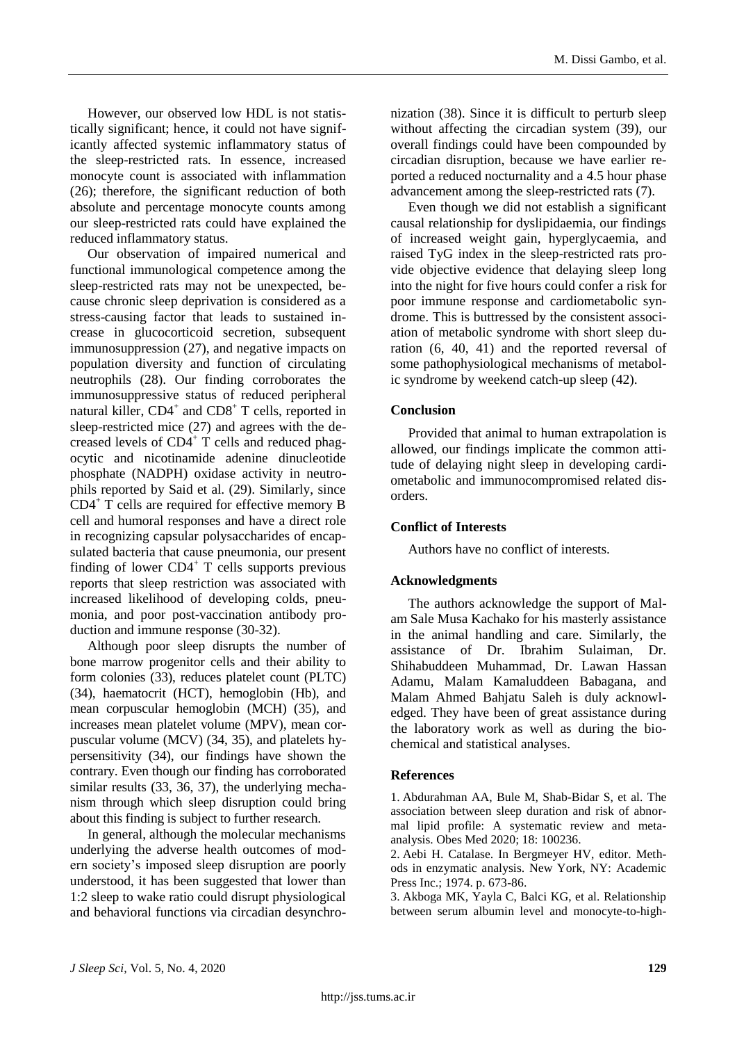However, our observed low HDL is not statistically significant; hence, it could not have significantly affected systemic inflammatory status of the sleep-restricted rats. In essence, increased monocyte count is associated with inflammation (26); therefore, the significant reduction of both absolute and percentage monocyte counts among our sleep-restricted rats could have explained the reduced inflammatory status.

Our observation of impaired numerical and functional immunological competence among the sleep-restricted rats may not be unexpected, because chronic sleep deprivation is considered as a stress-causing factor that leads to sustained increase in glucocorticoid secretion, subsequent immunosuppression (27), and negative impacts on population diversity and function of circulating neutrophils (28). Our finding corroborates the immunosuppressive status of reduced peripheral natural killer, $CD4^+$ and $CD8^+$ T cells, reported in sleep-restricted mice (27) and agrees with the decreased levels of $CD4^+$ T cells and reduced phagocytic and nicotinamide adenine dinucleotide phosphate (NADPH) oxidase activity in neutrophils reported by Said et al. (29). Similarly, since $CD4^+$ T cells are required for effective memory B cell and humoral responses and have a direct role in recognizing capsular polysaccharides of encapsulated bacteria that cause pneumonia, our present finding of lower $CD4^+$ T cells supports previous reports that sleep restriction was associated with increased likelihood of developing colds, pneumonia, and poor post-vaccination antibody production and immune response (30-32).

Although poor sleep disrupts the number of bone marrow progenitor cells and their ability to form colonies (33), reduces platelet count (PLTC) (34), haematocrit (HCT), hemoglobin (Hb), and mean corpuscular hemoglobin (MCH) (35), and increases mean platelet volume (MPV), mean corpuscular volume (MCV) (34, 35), and platelets hypersensitivity (34), our findings have shown the contrary. Even though our finding has corroborated similar results (33, 36, 37), the underlying mechanism through which sleep disruption could bring about this finding is subject to further research.

In general, although the molecular mechanisms underlying the adverse health outcomes of modern society's imposed sleep disruption are poorly understood, it has been suggested that lower than 1:2 sleep to wake ratio could disrupt physiological and behavioral functions via circadian desynchronization (38). Since it is difficult to perturb sleep without affecting the circadian system (39), our overall findings could have been compounded by circadian disruption, because we have earlier reported a reduced nocturnality and a 4.5 hour phase advancement among the sleep-restricted rats (7).

Even though we did not establish a significant causal relationship for dyslipidaemia, our findings of increased weight gain, hyperglycaemia, and raised TyG index in the sleep-restricted rats provide objective evidence that delaying sleep long into the night for five hours could confer a risk for poor immune response and cardiometabolic syndrome. This is buttressed by the consistent association of metabolic syndrome with short sleep duration (6, 40, 41) and the reported reversal of some pathophysiological mechanisms of metabolic syndrome by weekend catch-up sleep (42).

## Conclusion

Provided that animal to human extrapolation is allowed, our findings implicate the common attitude of delaying night sleep in developing cardiometabolic and immunocompromised related disorders.

## Conflict of Interests

Authors have no conflict of interests.

## Acknowledgments

The authors acknowledge the support of Malam Sale Musa Kachako for his masterly assistance in the animal handling and care. Similarly, the assistance of Dr. Ibrahim Sulaiman, Dr. Shihabuddeen Muhammad, Dr. Lawan Hassan Adamu, Malam Kamaluddeen Babagana, and Malam Ahmed Bahjatu Saleh is duly acknowledged. They have been of great assistance during the laboratory work as well as during the biochemical and statistical analyses.

## References

1. Abdurahman AA, Bule M, Shab-Bidar S, et al. The association between sleep duration and risk of abnormal lipid profile: A systematic review and meta-analysis. Obes Med 2020; 18: 100236.
2. Aebi H. Catalase. In Bergmeyer HV, editor. Methods in enzymatic analysis. New York, NY: Academic Press Inc.; 1974. p. 673-86.
3. Akboga MK, Yayla C, Balci KG, et al. Relationship between serum albumin level and monocyte-to-high-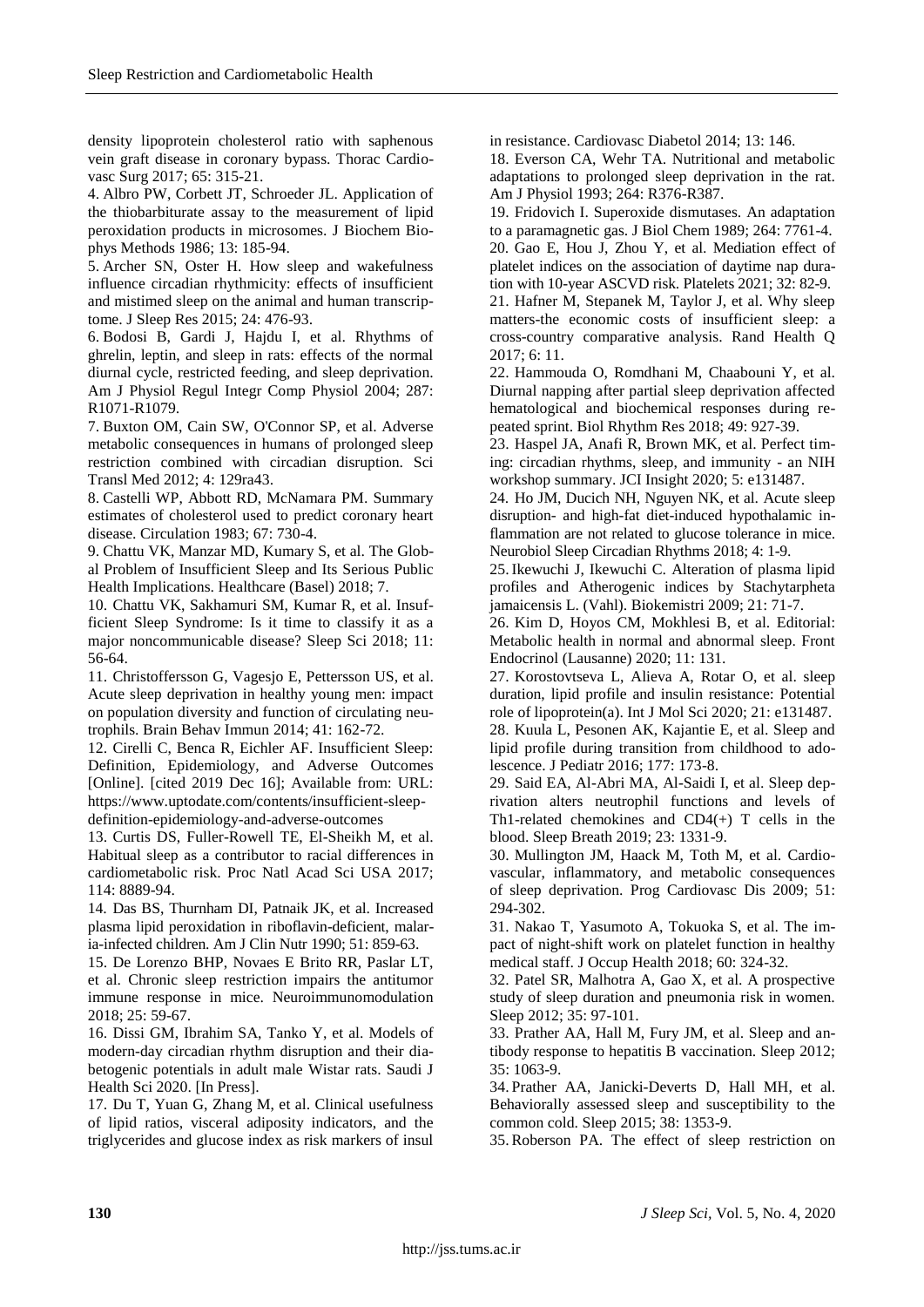density lipoprotein cholesterol ratio with saphenous vein graft disease in coronary bypass. Thorac Cardiovasc Surg 2017; 65: 315-21.

4. Albro PW, Corbett JT, Schroeder JL. Application of the thiobarbiturate assay to the measurement of lipid peroxidation products in microsomes. J Biochem Biophys Methods 1986; 13: 185-94.

5. Archer SN, Oster H. How sleep and wakefulness influence circadian rhythmicity: effects of insufficient and mistimed sleep on the animal and human transcriptome. J Sleep Res 2015; 24: 476-93.

6. Bodosi B, Gardi J, Hajdu I, et al. Rhythms of ghrelin, leptin, and sleep in rats: effects of the normal diurnal cycle, restricted feeding, and sleep deprivation. Am J Physiol Regul Integr Comp Physiol 2004; 287: R1071-R1079.

7. Buxton OM, Cain SW, O'Connor SP, et al. Adverse metabolic consequences in humans of prolonged sleep restriction combined with circadian disruption. Sci Transl Med 2012; 4: 129ra43.

8. Castelli WP, Abbott RD, McNamara PM. Summary estimates of cholesterol used to predict coronary heart disease. Circulation 1983; 67: 730-4.

9. Chattu VK, Manzar MD, Kumary S, et al. The Global Problem of Insufficient Sleep and Its Serious Public Health Implications. Healthcare (Basel) 2018; 7.

10. Chattu VK, Sakhamuri SM, Kumar R, et al. Insufficient Sleep Syndrome: Is it time to classify it as a major noncommunicable disease? Sleep Sci 2018; 11: 56-64.

11. Christoffersson G, Vagesjo E, Pettersson US, et al. Acute sleep deprivation in healthy young men: impact on population diversity and function of circulating neutrophils. Brain Behav Immun 2014; 41: 162-72.

12. Cirelli C, Benca R, Eichler AF. Insufficient Sleep: Definition, Epidemiology, and Adverse Outcomes [Online]. [cited 2019 Dec 16]; Available from: URL: https://www.uptodate.com/contents/insufficient-sleep-definition-epidemiology-and-adverse-outcomes

13. Curtis DS, Fuller-Rowell TE, El-Sheikh M, et al. Habitual sleep as a contributor to racial differences in cardiometabolic risk. Proc Natl Acad Sci USA 2017; 114: 8889-94.

14. Das BS, Thurnham DI, Patnaik JK, et al. Increased plasma lipid peroxidation in riboflavin-deficient, malaria-infected children. Am J Clin Nutr 1990; 51: 859-63.

15. De Lorenzo BHP, Novaes E Brito RR, Paslar LT, et al. Chronic sleep restriction impairs the antitumor immune response in mice. Neuroimmunomodulation 2018; 25: 59-67.

16. Dissi GM, Ibrahim SA, Tanko Y, et al. Models of modern-day circadian rhythm disruption and their diabetogenic potentials in adult male Wistar rats. Saudi J Health Sci 2020. [In Press].

17. Du T, Yuan G, Zhang M, et al. Clinical usefulness of lipid ratios, visceral adiposity indicators, and the triglycerides and glucose index as risk markers of insulin resistance. Cardiovasc Diabetol 2014; 13: 146.

18. Everson CA, Wehr TA. Nutritional and metabolic adaptations to prolonged sleep deprivation in the rat. Am J Physiol 1993; 264: R376-R387.

19. Fridovich I. Superoxide dismutases. An adaptation to a paramagnetic gas. J Biol Chem 1989; 264: 7761-4.

20. Gao E, Hou J, Zhou Y, et al. Mediation effect of platelet indices on the association of daytime nap duration with 10-year ASCVD risk. Platelets 2021; 32: 82-9.

21. Hafner M, Stepanek M, Taylor J, et al. Why sleep matters-the economic costs of insufficient sleep: a cross-country comparative analysis. Rand Health Q 2017; 6: 11.

22. Hammouda O, Romdhani M, Chaabouni Y, et al. Diurnal napping after partial sleep deprivation affected hematological and biochemical responses during repeated sprint. Biol Rhythm Res 2018; 49: 927-39.

23. Haspel JA, Anafi R, Brown MK, et al. Perfect timing: circadian rhythms, sleep, and immunity - an NIH workshop summary. JCI Insight 2020; 5: e131487.

24. Ho JM, Ducich NH, Nguyen NK, et al. Acute sleep disruption- and high-fat diet-induced hypothalamic inflammation are not related to glucose tolerance in mice. Neurobiol Sleep Circadian Rhythms 2018; 4: 1-9.

25. Ikewuchi J, Ikewuchi C. Alteration of plasma lipid profiles and Atherogenic indices by Stachytarpheta jamaicensis L. (Vahl). Biokemistri 2009; 21: 71-7.

26. Kim D, Hoyos CM, Mokhlesi B, et al. Editorial: Metabolic health in normal and abnormal sleep. Front Endocrinol (Lausanne) 2020; 11: 131.

27. Korostovtseva L, Alieva A, Rotar O, et al. sleep duration, lipid profile and insulin resistance: Potential role of lipoprotein(a). Int J Mol Sci 2020; 21: e131487.

28. Kuula L, Pesonen AK, Kajantie E, et al. Sleep and lipid profile during transition from childhood to adolescence. J Pediatr 2016; 177: 173-8.

29. Said EA, Al-Abri MA, Al-Saidi I, et al. Sleep deprivation alters neutrophil functions and levels of Th1-related chemokines and CD4(+) T cells in the blood. Sleep Breath 2019; 23: 1331-9.

30. Mullington JM, Haack M, Toth M, et al. Cardiovascular, inflammatory, and metabolic consequences of sleep deprivation. Prog Cardiovasc Dis 2009; 51: 294-302.

31. Nakao T, Yasumoto A, Tokuoka S, et al. The impact of night-shift work on platelet function in healthy medical staff. J Occup Health 2018; 60: 324-32.

32. Patel SR, Malhotra A, Gao X, et al. A prospective study of sleep duration and pneumonia risk in women. Sleep 2012; 35: 97-101.

33. Prather AA, Hall M, Fury JM, et al. Sleep and antibody response to hepatitis B vaccination. Sleep 2012; 35: 1063-9.

34. Prather AA, Janicki-Deverts D, Hall MH, et al. Behaviorally assessed sleep and susceptibility to the common cold. Sleep 2015; 38: 1353-9.

35. Roberson PA. The effect of sleep restriction on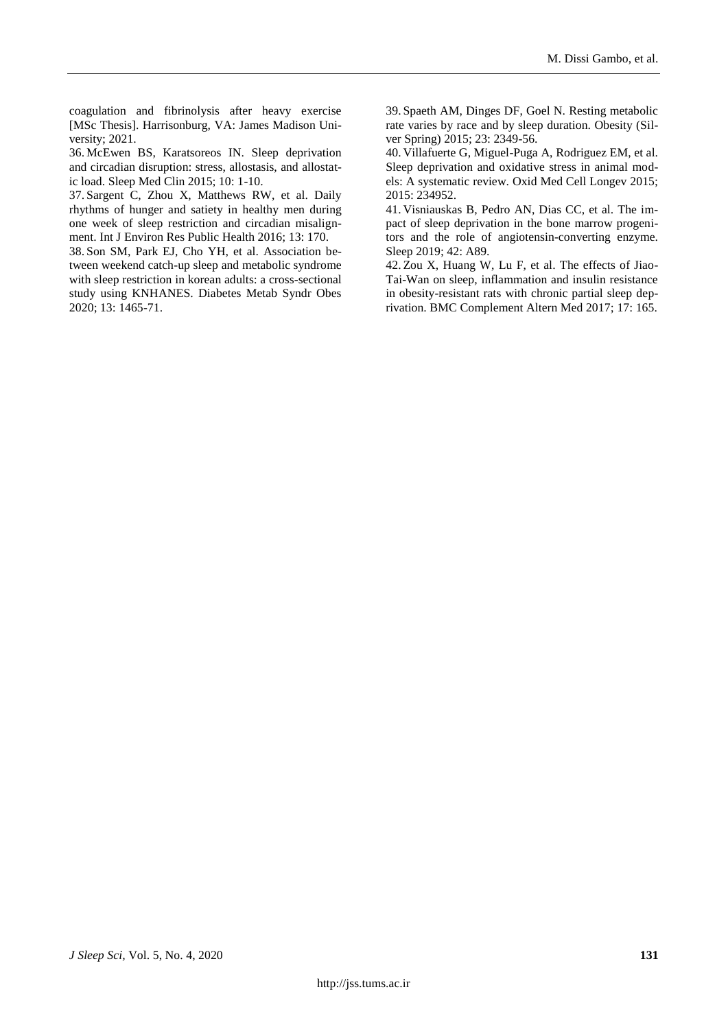coagulation and fibrinolysis after heavy exercise [MSc Thesis]. Harrisonburg, VA: James Madison University; 2021.

36. McEwen BS, Karatsoreos IN. Sleep deprivation and circadian disruption: stress, allostasis, and allostatic load. Sleep Med Clin 2015; 10: 1-10.

37. Sargent C, Zhou X, Matthews RW, et al. Daily rhythms of hunger and satiety in healthy men during one week of sleep restriction and circadian misalignment. Int J Environ Res Public Health 2016; 13: 170.

38. Son SM, Park EJ, Cho YH, et al. Association between weekend catch-up sleep and metabolic syndrome with sleep restriction in korean adults: a cross-sectional study using KNHANES. Diabetes Metab Syndr Obes 2020; 13: 1465-71.

39. Spaeth AM, Dinges DF, Goel N. Resting metabolic rate varies by race and by sleep duration. Obesity (Silver Spring) 2015; 23: 2349-56.

40. Villafuerte G, Miguel-Puga A, Rodriguez EM, et al. Sleep deprivation and oxidative stress in animal models: A systematic review. Oxid Med Cell Longev 2015; 2015: 234952.

41. Visniauskas B, Pedro AN, Dias CC, et al. The impact of sleep deprivation in the bone marrow progenitors and the role of angiotensin-converting enzyme. Sleep 2019; 42: A89.

42. Zou X, Huang W, Lu F, et al. The effects of Jiao-Tai-Wan on sleep, inflammation and insulin resistance in obesity-resistant rats with chronic partial sleep deprivation. BMC Complement Altern Med 2017; 17: 165.